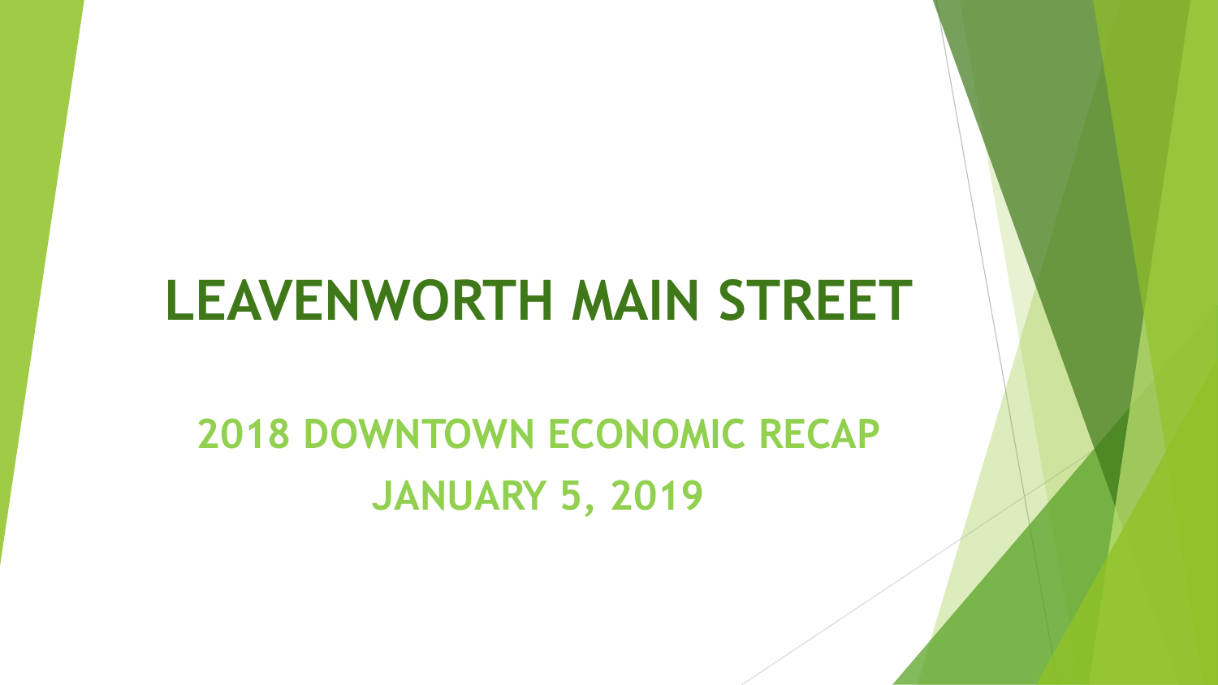# LEAVENWORTH MAIN STREET

## 2018 DOWNTOWN ECONOMIC RECAP

## JANUARY 5, 2019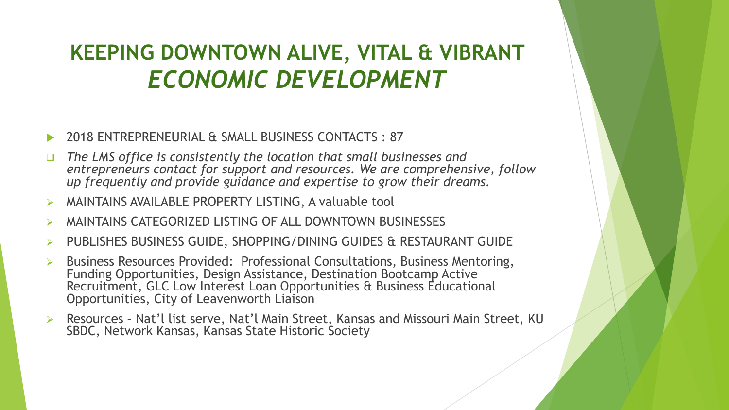# KEEPING DOWNTOWN ALIVE, VITAL & VIBRANT *ECONOMIC DEVELOPMENT*

- 2018 ENTREPRENEURIAL & SMALL BUSINESS CONTACTS : 87
- *The LMS office is consistently the location that small businesses and entrepreneurs contact for support and resources. We are comprehensive, follow up frequently and provide guidance and expertise to grow their dreams.*
- MAINTAINS AVAILABLE PROPERTY LISTING, A valuable tool
- MAINTAINS CATEGORIZED LISTING OF ALL DOWNTOWN BUSINESSES
- PUBLISHES BUSINESS GUIDE, SHOPPING/DINING GUIDES & RESTAURANT GUIDE
- Business Resources Provided: Professional Consultations, Business Mentoring, Funding Opportunities, Design Assistance, Destination Bootcamp Active Recruitment, GLC Low Interest Loan Opportunities & Business Educational Opportunities, City of Leavenworth Liaison
- Resources – Nat'l list serve, Nat'l Main Street, Kansas and Missouri Main Street, KU SBDC, Network Kansas, Kansas State Historic Society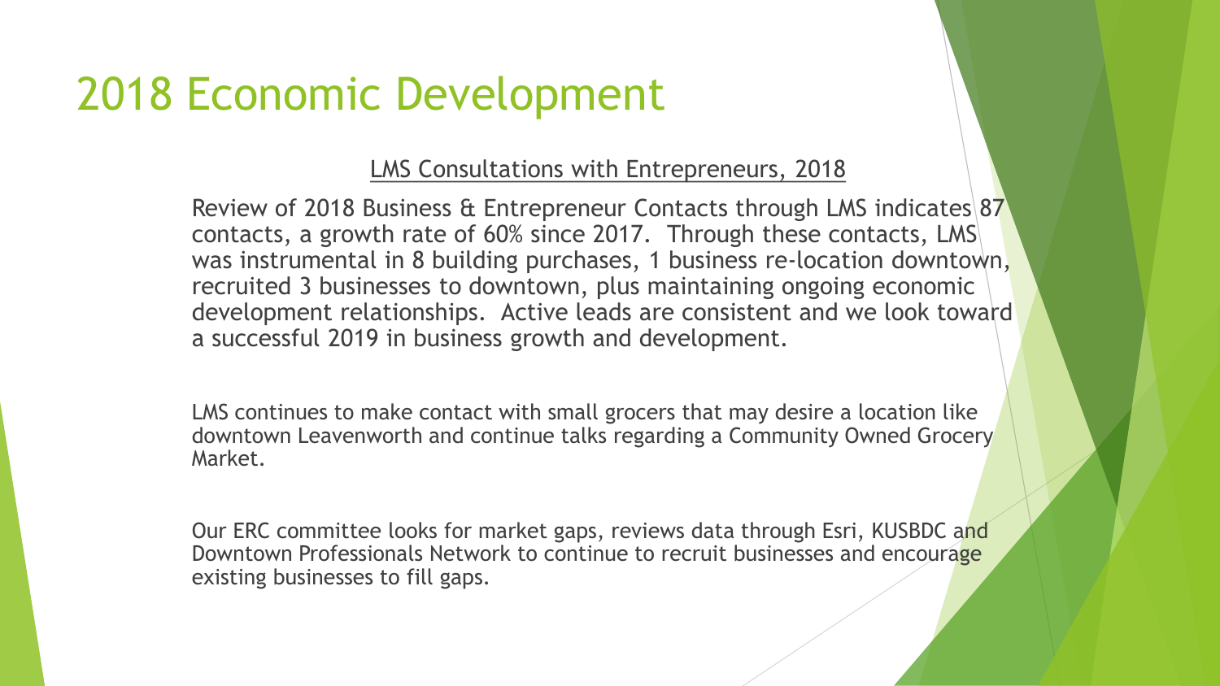# 2018 Economic Development

LMS Consultations with Entrepreneurs, 2018

Review of 2018 Business & Entrepreneur Contacts through LMS indicates 87 contacts, a growth rate of 60% since 2017. Through these contacts, LMS was instrumental in 8 building purchases, 1 business re-location downtown, recruited 3 businesses to downtown, plus maintaining ongoing economic development relationships. Active leads are consistent and we look toward a successful 2019 in business growth and development.

LMS continues to make contact with small grocers that may desire a location like downtown Leavenworth and continue talks regarding a Community Owned Grocery Market.

Our ERC committee looks for market gaps, reviews data through Esri, KUSBDC and Downtown Professionals Network to continue to recruit businesses and encourage existing businesses to fill gaps.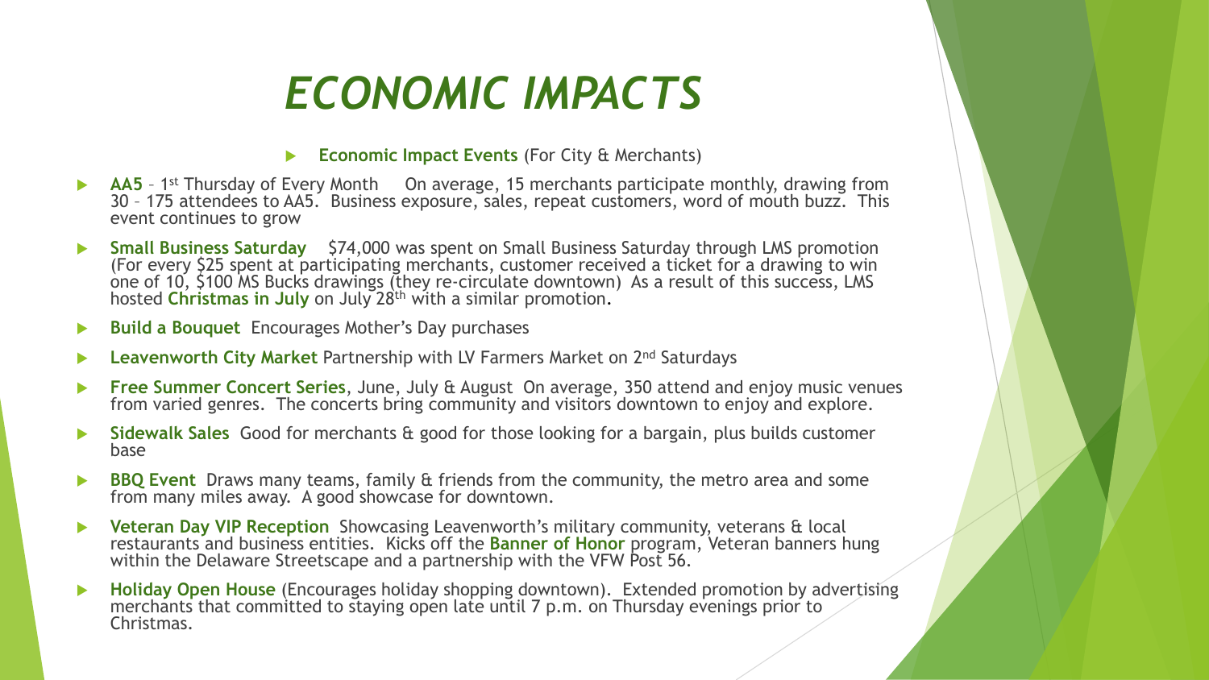# *ECONOMIC IMPACTS*

- **Economic Impact Events** (For City & Merchants)

- **AA5** – 1st Thursday of Every Month On average, 15 merchants participate monthly, drawing from 30 – 175 attendees to AA5. Business exposure, sales, repeat customers, word of mouth buzz. This event continues to grow
- **Small Business Saturday** $74,000 was spent on Small Business Saturday through LMS promotion (For every $25 spent at participating merchants, customer received a ticket for a drawing to win one of 10, $100 MS Bucks drawings (they re-circulate downtown) As a result of this success, LMS hosted **Christmas in July** on July 28th with a similar promotion.
- **Build a Bouquet** Encourages Mother's Day purchases
- **Leavenworth City Market** Partnership with LV Farmers Market on 2nd Saturdays
- **Free Summer Concert Series**, June, July & August On average, 350 attend and enjoy music venues from varied genres. The concerts bring community and visitors downtown to enjoy and explore.
- **Sidewalk Sales** Good for merchants & good for those looking for a bargain, plus builds customer base
- **BBQ Event** Draws many teams, family & friends from the community, the metro area and some from many miles away. A good showcase for downtown.
- **Veteran Day VIP Reception** Showcasing Leavenworth's military community, veterans & local restaurants and business entities. Kicks off the **Banner of Honor** program, Veteran banners hung within the Delaware Streetscape and a partnership with the VFW Post 56.
- **Holiday Open House** (Encourages holiday shopping downtown). Extended promotion by advertising merchants that committed to staying open late until 7 p.m. on Thursday evenings prior to Christmas.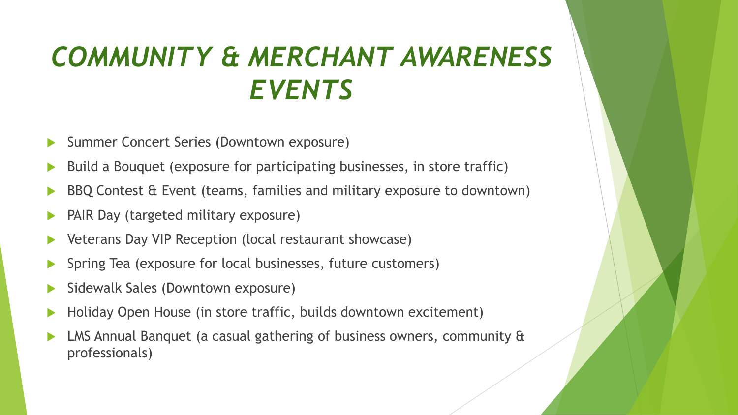# *COMMUNITY & MERCHANT AWARENESS EVENTS*

- Summer Concert Series (Downtown exposure)
- Build a Bouquet (exposure for participating businesses, in store traffic)
- BBQ Contest & Event (teams, families and military exposure to downtown)
- PAIR Day (targeted military exposure)
- Veterans Day VIP Reception (local restaurant showcase)
- Spring Tea (exposure for local businesses, future customers)
- Sidewalk Sales (Downtown exposure)
- Holiday Open House (in store traffic, builds downtown excitement)
- LMS Annual Banquet (a casual gathering of business owners, community & professionals)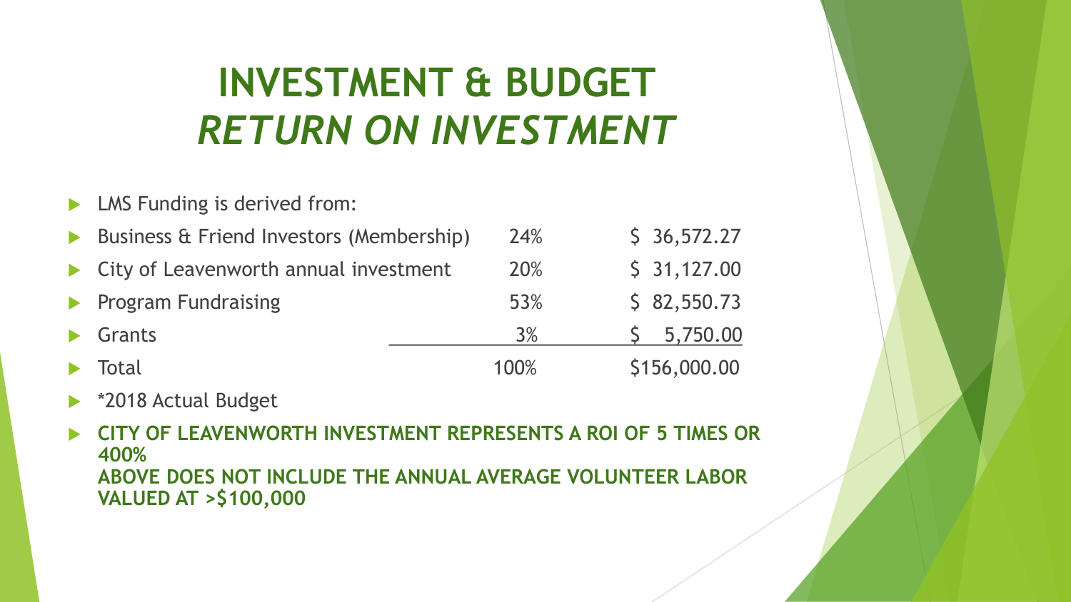# INVESTMENT & BUDGET
# *RETURN ON INVESTMENT*

- LMS Funding is derived from:

| Source | Percent | Amount |
|---|---|---|
| Business & Friend Investors (Membership) | 24% | $ 36,572.27 |
| City of Leavenworth annual investment | 20% | $ 31,127.00 |
| Program Fundraising | 53% | $ 82,550.73 |
| Grants | 3% | $ 5,750.00 |
| Total | 100% | $156,000.00 |

- *2018 Actual Budget
- **CITY OF LEAVENWORTH INVESTMENT REPRESENTS A ROI OF 5 TIMES OR 400%**
  **ABOVE DOES NOT INCLUDE THE ANNUAL AVERAGE VOLUNTEER LABOR VALUED AT >$100,000**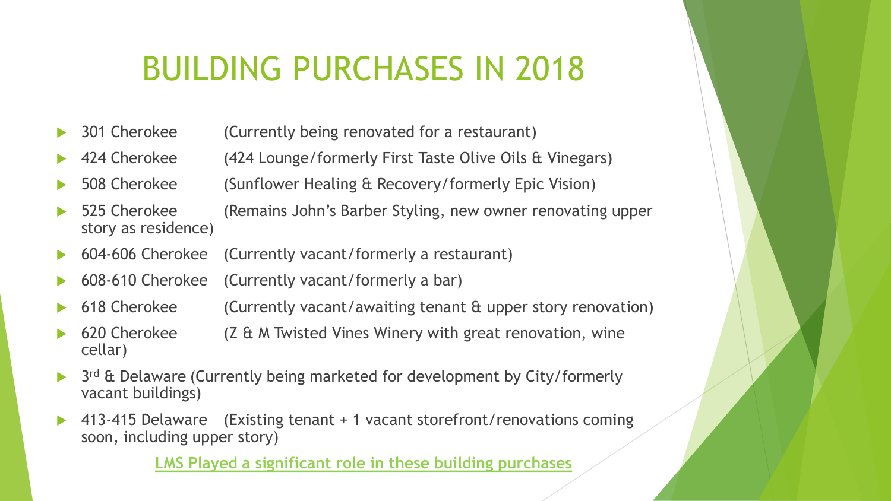# BUILDING PURCHASES IN 2018

- 301 Cherokee (Currently being renovated for a restaurant)
- 424 Cherokee (424 Lounge/formerly First Taste Olive Oils & Vinegars)
- 508 Cherokee (Sunflower Healing & Recovery/formerly Epic Vision)
- 525 Cherokee (Remains John's Barber Styling, new owner renovating upper story as residence)
- 604-606 Cherokee (Currently vacant/formerly a restaurant)
- 608-610 Cherokee (Currently vacant/formerly a bar)
- 618 Cherokee (Currently vacant/awaiting tenant & upper story renovation)
- 620 Cherokee (Z & M Twisted Vines Winery with great renovation, wine cellar)
- 3rd & Delaware (Currently being marketed for development by City/formerly vacant buildings)
- 413-415 Delaware (Existing tenant + 1 vacant storefront/renovations coming soon, including upper story)

**LMS Played a significant role in these building purchases**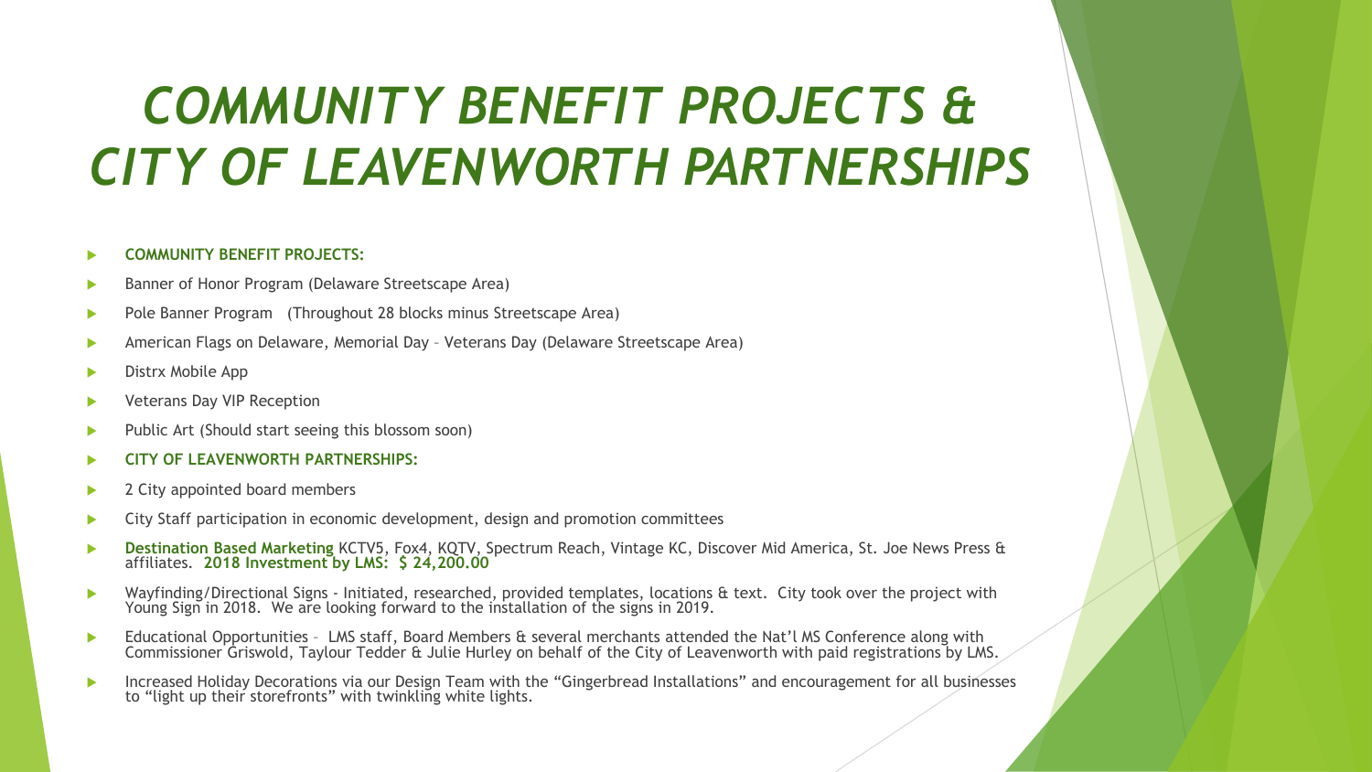# *COMMUNITY BENEFIT PROJECTS & CITY OF LEAVENWORTH PARTNERSHIPS*

- **COMMUNITY BENEFIT PROJECTS:**
- Banner of Honor Program (Delaware Streetscape Area)
- Pole Banner Program (Throughout 28 blocks minus Streetscape Area)
- American Flags on Delaware, Memorial Day – Veterans Day (Delaware Streetscape Area)
- Distrx Mobile App
- Veterans Day VIP Reception
- Public Art (Should start seeing this blossom soon)
- **CITY OF LEAVENWORTH PARTNERSHIPS:**
- 2 City appointed board members
- City Staff participation in economic development, design and promotion committees
- **Destination Based Marketing** KCTV5, Fox4, KQTV, Spectrum Reach, Vintage KC, Discover Mid America, St. Joe News Press & affiliates. **2018 Investment by LMS: $ 24,200.00**
- Wayfinding/Directional Signs - Initiated, researched, provided templates, locations & text. City took over the project with Young Sign in 2018. We are looking forward to the installation of the signs in 2019.
- Educational Opportunities – LMS staff, Board Members & several merchants attended the Nat'l MS Conference along with Commissioner Griswold, Taylour Tedder & Julie Hurley on behalf of the City of Leavenworth with paid registrations by LMS.
- Increased Holiday Decorations via our Design Team with the "Gingerbread Installations" and encouragement for all businesses to "light up their storefronts" with twinkling white lights.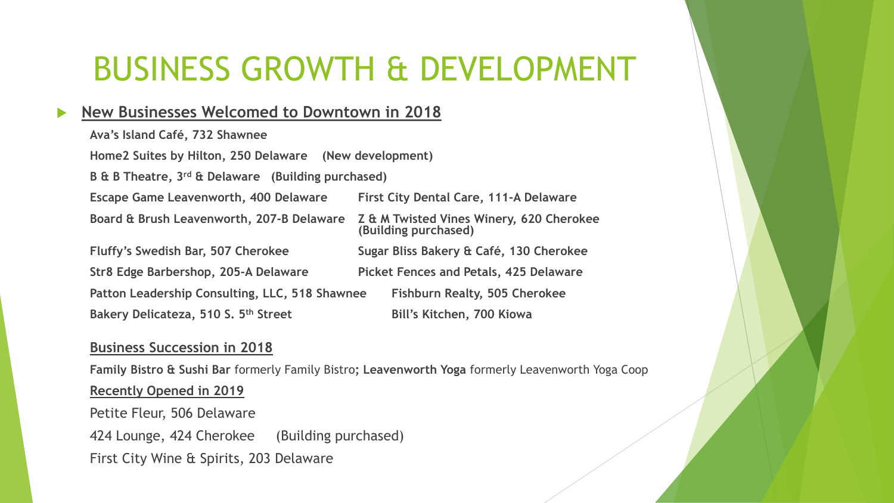# BUSINESS GROWTH & DEVELOPMENT

- **New Businesses Welcomed to Downtown in 2018**

**Ava's Island Café, 732 Shawnee**

**Home2 Suites by Hilton, 250 Delaware (New development)**

**B & B Theatre, 3rd & Delaware (Building purchased)**

**Escape Game Leavenworth, 400 Delaware**

**Board & Brush Leavenworth, 207-B Delaware**

**Fluffy's Swedish Bar, 507 Cherokee**

**Str8 Edge Barbershop, 205-A Delaware**

**Patton Leadership Consulting, LLC, 518 Shawnee**

**Bakery Delicateza, 510 S. 5th Street**

**First City Dental Care, 111-A Delaware**

**Z & M Twisted Vines Winery, 620 Cherokee (Building purchased)**

**Sugar Bliss Bakery & Café, 130 Cherokee**

**Picket Fences and Petals, 425 Delaware**

**Fishburn Realty, 505 Cherokee**

**Bill's Kitchen, 700 Kiowa**

**Business Succession in 2018**

**Family Bistro & Sushi Bar** formerly Family Bistro; **Leavenworth Yoga** formerly Leavenworth Yoga Coop

**Recently Opened in 2019**

Petite Fleur, 506 Delaware

424 Lounge, 424 Cherokee (Building purchased)

First City Wine & Spirits, 203 Delaware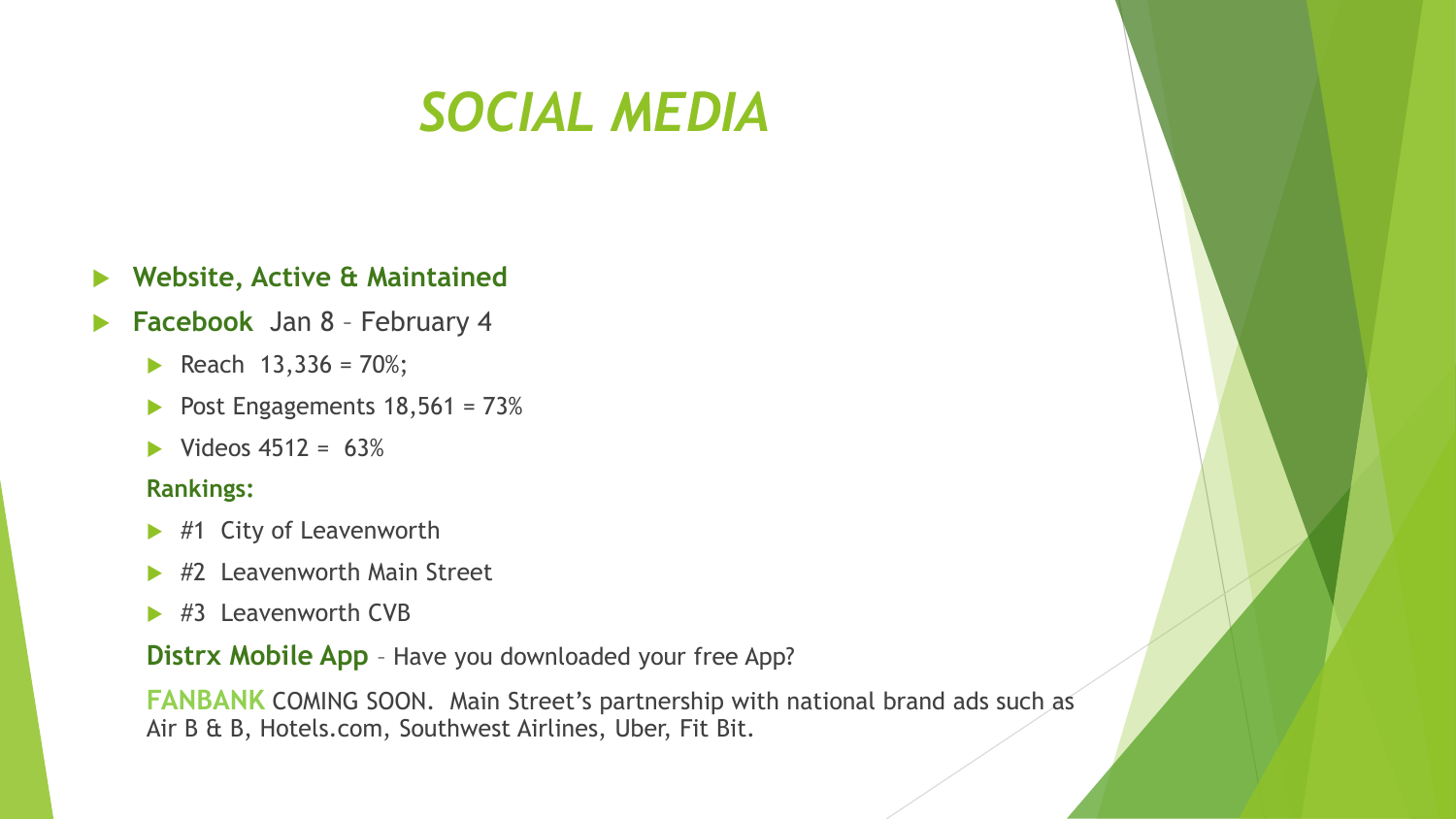# *SOCIAL MEDIA*

- **Website, Active & Maintained**
- **Facebook** Jan 8 – February 4
  - Reach 13,336 = 70%;
  - Post Engagements 18,561 = 73%
  - Videos 4512 = 63%

  **Rankings:**

  - #1 City of Leavenworth
  - #2 Leavenworth Main Street
  - #3 Leavenworth CVB

  **Distrx Mobile App** – Have you downloaded your free App?

  **FANBANK** COMING SOON. Main Street's partnership with national brand ads such as Air B & B, Hotels.com, Southwest Airlines, Uber, Fit Bit.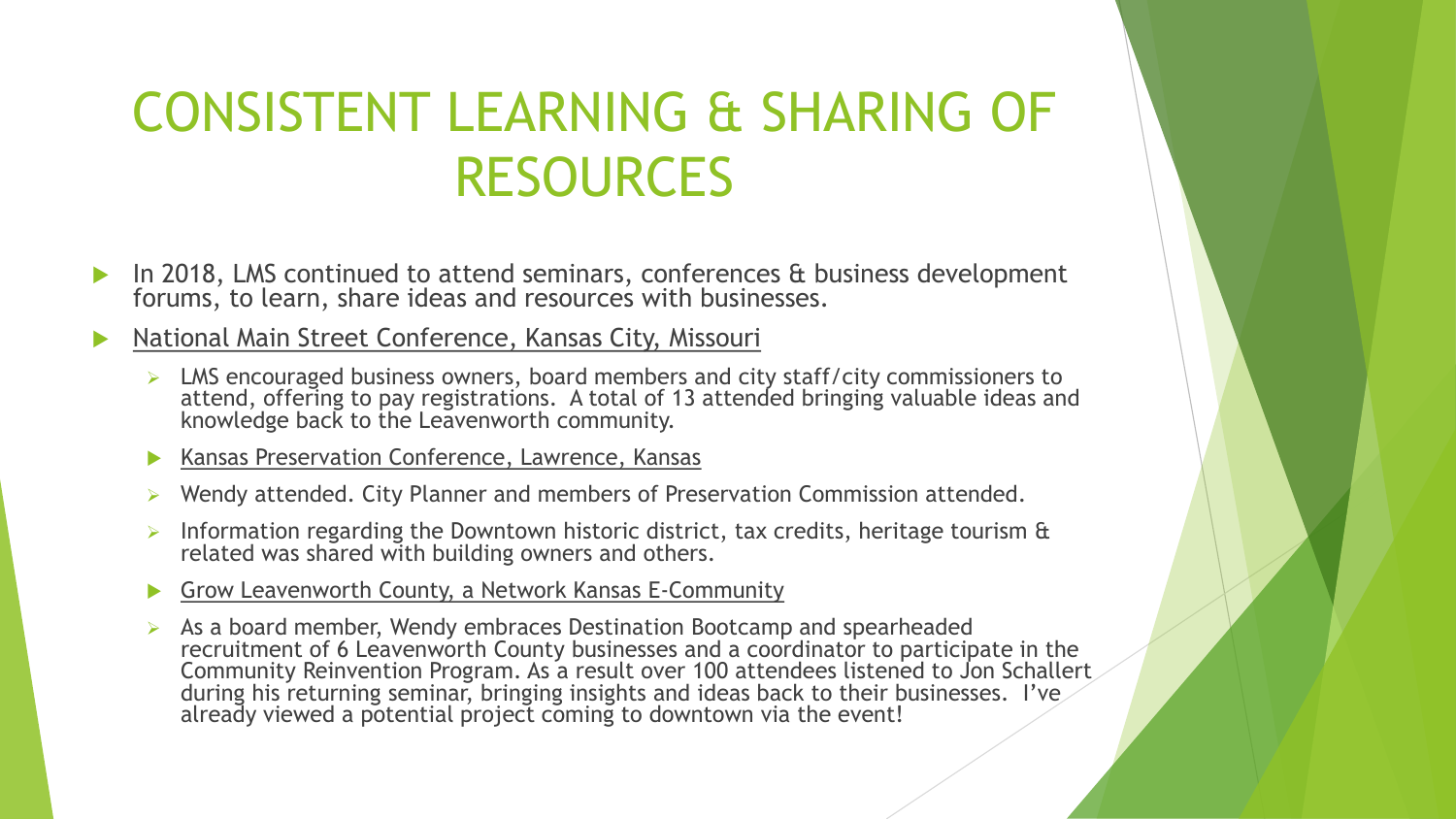# CONSISTENT LEARNING & SHARING OF RESOURCES

- In 2018, LMS continued to attend seminars, conferences & business development forums, to learn, share ideas and resources with businesses.
- National Main Street Conference, Kansas City, Missouri
  - LMS encouraged business owners, board members and city staff/city commissioners to attend, offering to pay registrations. A total of 13 attended bringing valuable ideas and knowledge back to the Leavenworth community.
  - Kansas Preservation Conference, Lawrence, Kansas
  - Wendy attended. City Planner and members of Preservation Commission attended.
  - Information regarding the Downtown historic district, tax credits, heritage tourism & related was shared with building owners and others.
  - Grow Leavenworth County, a Network Kansas E-Community
  - As a board member, Wendy embraces Destination Bootcamp and spearheaded recruitment of 6 Leavenworth County businesses and a coordinator to participate in the Community Reinvention Program. As a result over 100 attendees listened to Jon Schallert during his returning seminar, bringing insights and ideas back to their businesses. I've already viewed a potential project coming to downtown via the event!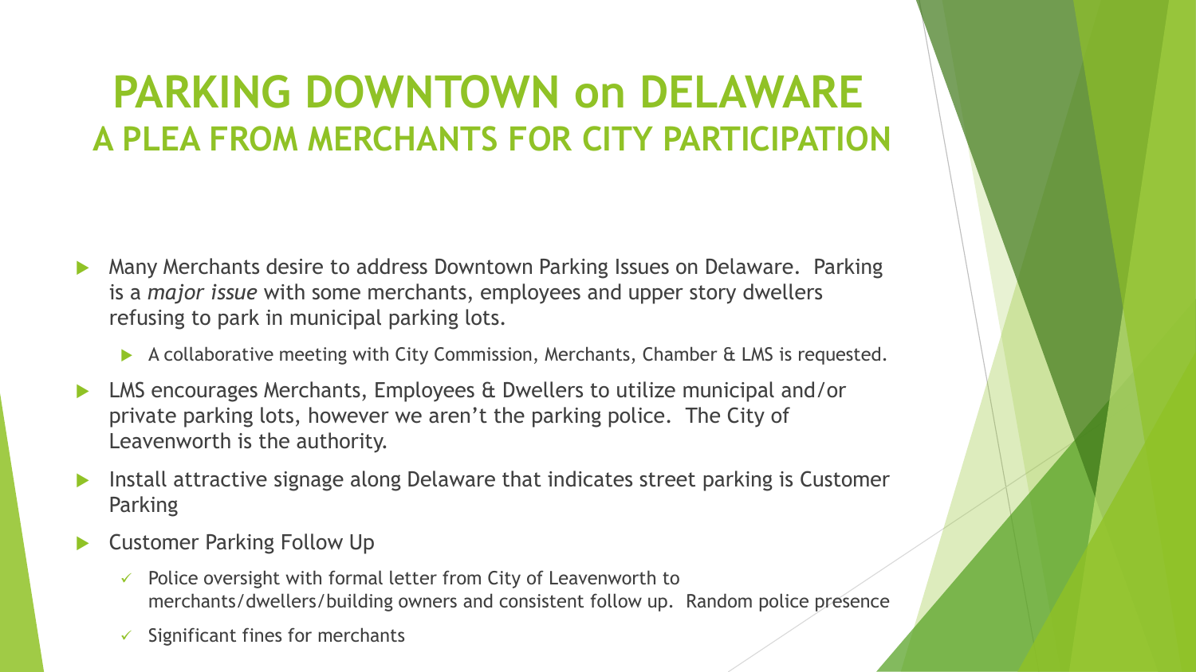# PARKING DOWNTOWN on DELAWARE

## A PLEA FROM MERCHANTS FOR CITY PARTICIPATION

- Many Merchants desire to address Downtown Parking Issues on Delaware. Parking is a *major issue* with some merchants, employees and upper story dwellers refusing to park in municipal parking lots.
  - A collaborative meeting with City Commission, Merchants, Chamber & LMS is requested.
- LMS encourages Merchants, Employees & Dwellers to utilize municipal and/or private parking lots, however we aren't the parking police. The City of Leavenworth is the authority.
- Install attractive signage along Delaware that indicates street parking is Customer Parking
- Customer Parking Follow Up
  - Police oversight with formal letter from City of Leavenworth to merchants/dwellers/building owners and consistent follow up. Random police presence
  - Significant fines for merchants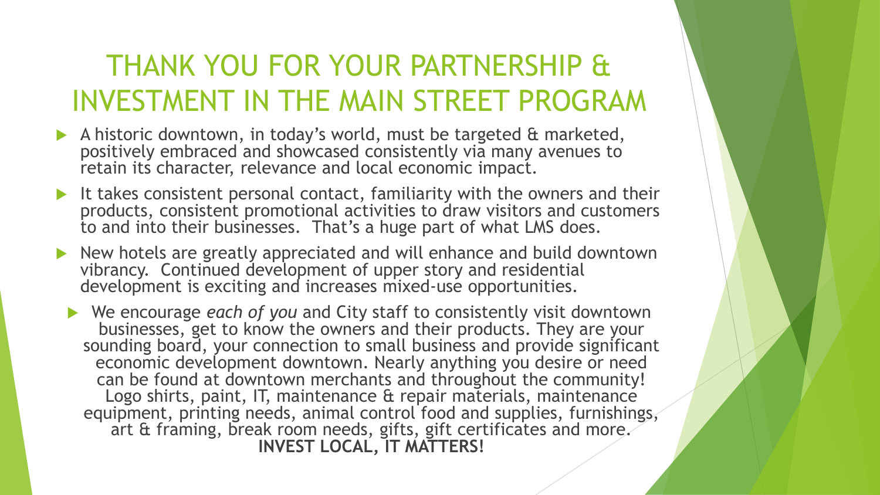# THANK YOU FOR YOUR PARTNERSHIP & INVESTMENT IN THE MAIN STREET PROGRAM

- A historic downtown, in today's world, must be targeted & marketed, positively embraced and showcased consistently via many avenues to retain its character, relevance and local economic impact.
- It takes consistent personal contact, familiarity with the owners and their products, consistent promotional activities to draw visitors and customers to and into their businesses. That's a huge part of what LMS does.
- New hotels are greatly appreciated and will enhance and build downtown vibrancy. Continued development of upper story and residential development is exciting and increases mixed-use opportunities.
- We encourage *each of you* and City staff to consistently visit downtown businesses, get to know the owners and their products. They are your sounding board, your connection to small business and provide significant economic development downtown. Nearly anything you desire or need can be found at downtown merchants and throughout the community! Logo shirts, paint, IT, maintenance & repair materials, maintenance equipment, printing needs, animal control food and supplies, furnishings, art & framing, break room needs, gifts, gift certificates and more. **INVEST LOCAL, IT MATTERS!**